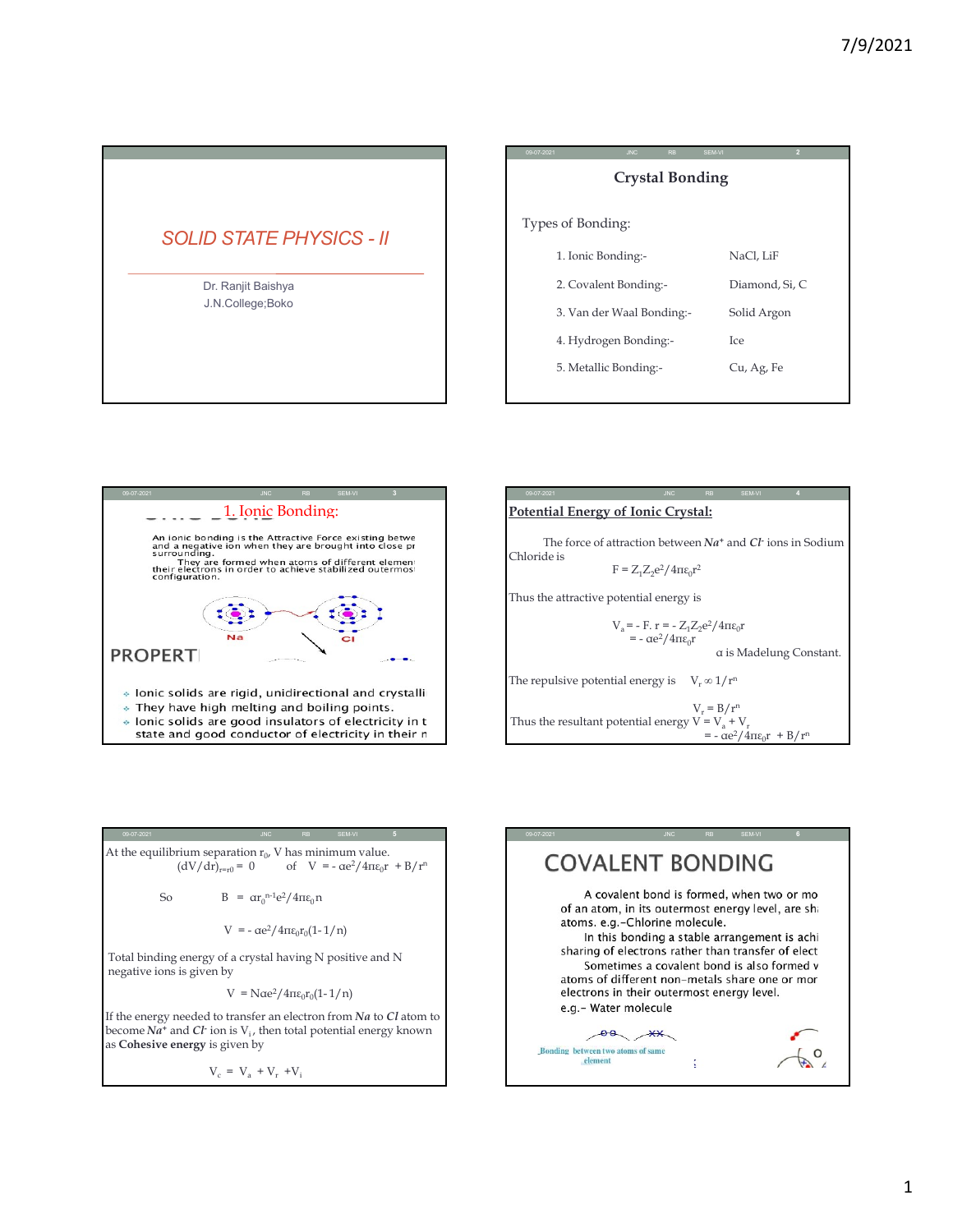# SOLID STATE PHYSICS - II

Dr. Ranjit Baishya
J.N.College;Boko

## Crystal Bonding

Types of Bonding:

| | |
|---|---|
| 1. Ionic Bonding:- | NaCl, LiF |
| 2. Covalent Bonding:- | Diamond, Si, C |
| 3. Van der Waal Bonding:- | Solid Argon |
| 4. Hydrogen Bonding:- | Ice |
| 5. Metallic Bonding:- | Cu, Ag, Fe |

## 1. Ionic Bonding:

An ionic bonding is the Attractive Force existing betwe and a negative ion when they are brought into close pr surrounding.

They are formed when atoms of different elemen their electrons in order to achieve stabilized outermos configuration.

Na Cl

### PROPERT

- Ionic solids are rigid, unidirectional and crystalli
- They have high melting and boiling points.
- Ionic solids are good insulators of electricity in t state and good conductor of electricity in their n

## Potential Energy of Ionic Crystal:

The force of attraction between $Na^+$ and $Cl^-$ ions in Sodium Chloride is

$$F = Z_1Z_2e^2/4\pi\varepsilon_0r^2$$

Thus the attractive potential energy is

$$V_a = -F.\ r = -Z_1Z_2e^2/4\pi\varepsilon_0r$$
$$= -\alpha e^2/4\pi\varepsilon_0r$$

$\alpha$ is Madelung Constant.

The repulsive potential energy is $V_r \propto 1/r^n$

$$V_r = B/r^n$$

Thus the resultant potential energy $V = V_a + V_r$

$$= -\alpha e^2/4\pi\varepsilon_0r + B/r^n$$

At the equilibrium separation $r_0$, V has minimum value.

$(dV/dr)_{r=r0} = 0$ of $V = -\alpha e^2/4\pi\varepsilon_0r + B/r^n$

So $B = \alpha r_0^{n-1}e^2/4\pi\varepsilon_0 n$

$$V = -\alpha e^2/4\pi\varepsilon_0r_0(1-1/n)$$

Total binding energy of a crystal having N positive and N negative ions is given by

$$V = N\alpha e^2/4\pi\varepsilon_0r_0(1-1/n)$$

If the energy needed to transfer an electron from ***Na*** to ***Cl*** atom to become $Na^+$ and $Cl^-$ ion is $V_i$, then total potential energy known as **Cohesive energy** is given by

$$V_c = V_a + V_r + V_i$$

## COVALENT BONDING

A covalent bond is formed, when two or mo of an atom, in its outermost energy level, are sh atoms. e.g.-Chlorine molecule.

In this bonding a stable arrangement is achi sharing of electrons rather than transfer of elect

Sometimes a covalent bond is also formed v atoms of different non-metals share one or mor electrons in their outermost energy level.

e.g.- Water molecule

Bonding between two atoms of same element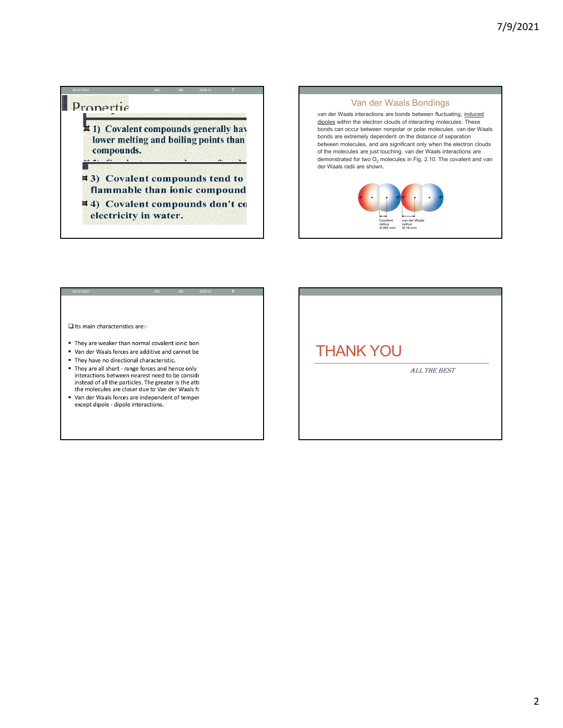## Properties

1) Covalent compounds generally have lower melting and boiling points than compounds.

3) Covalent compounds tend to flammable than ionic compound

4) Covalent compounds don't co electricity in water.

## Van der Waals Bondings

van der Waals interactions are bonds between fluctuating, induced dipoles within the electron clouds of interacting molecules. These bonds can occur between nonpolar or polar molecules. van der Waals bonds are extremely dependent on the distance of separation between molecules, and are significant only when the electron clouds of the molecules are just touching. van der Waals interactions are demonstrated for two $O_2$ molecules in Fig. 2.10. The covalent and van der Waals radii are shown.

Covalent radius (0.062 nm)

van der Waals radius (0.14 nm)

- Its main characteristics are:-

- They are weaker than normal covalent ionic bon
- Van der Waals forces are additive and cannot be
- They have no directional characteristic.
- They are all short - range forces and hence only interactions between nearest need to be conside instead of all the particles. The greater is the attr the molecules are closer due to Van der Waals fo
- Van der Waals forces are independent of temper except dipole - dipole interactions.

# THANK YOU

*ALL THE BEST*